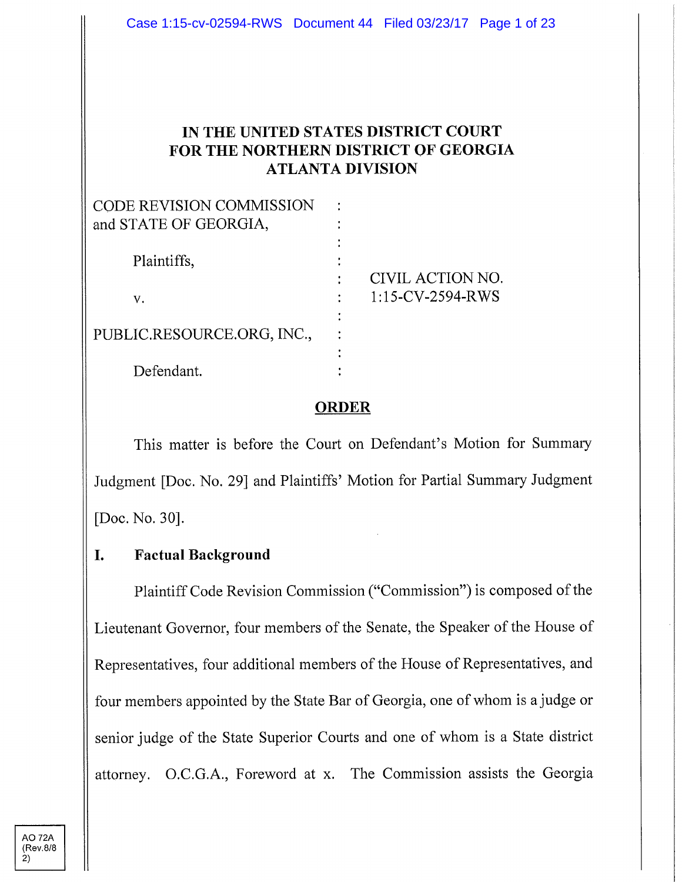# IN THE UNITED STATES DISTRICT COURT FOR THE NORTHERN DISTRICT OF GEORGIA ATLANTA DIVISION

| | | |
|---|---|---|
| CODE REVISION COMMISSION and STATE OF GEORGIA, | : | |
| | : | |
| Plaintiffs, | : | |
| | : | CIVIL ACTION NO. |
| v. | : | 1:15-CV-2594-RWS |
| | : | |
| PUBLIC.RESOURCE.ORG, INC., | : | |
| | : | |
| Defendant. | : | |

## ORDER

This matter is before the Court on Defendant's Motion for Summary Judgment [Doc. No. 29] and Plaintiffs' Motion for Partial Summary Judgment [Doc. No. 30].

## I. Factual Background

Plaintiff Code Revision Commission ("Commission") is composed of the Lieutenant Governor, four members of the Senate, the Speaker of the House of Representatives, four additional members of the House of Representatives, and four members appointed by the State Bar of Georgia, one of whom is a judge or senior judge of the State Superior Courts and one of whom is a State district attorney. O.C.G.A., Foreword at x. The Commission assists the Georgia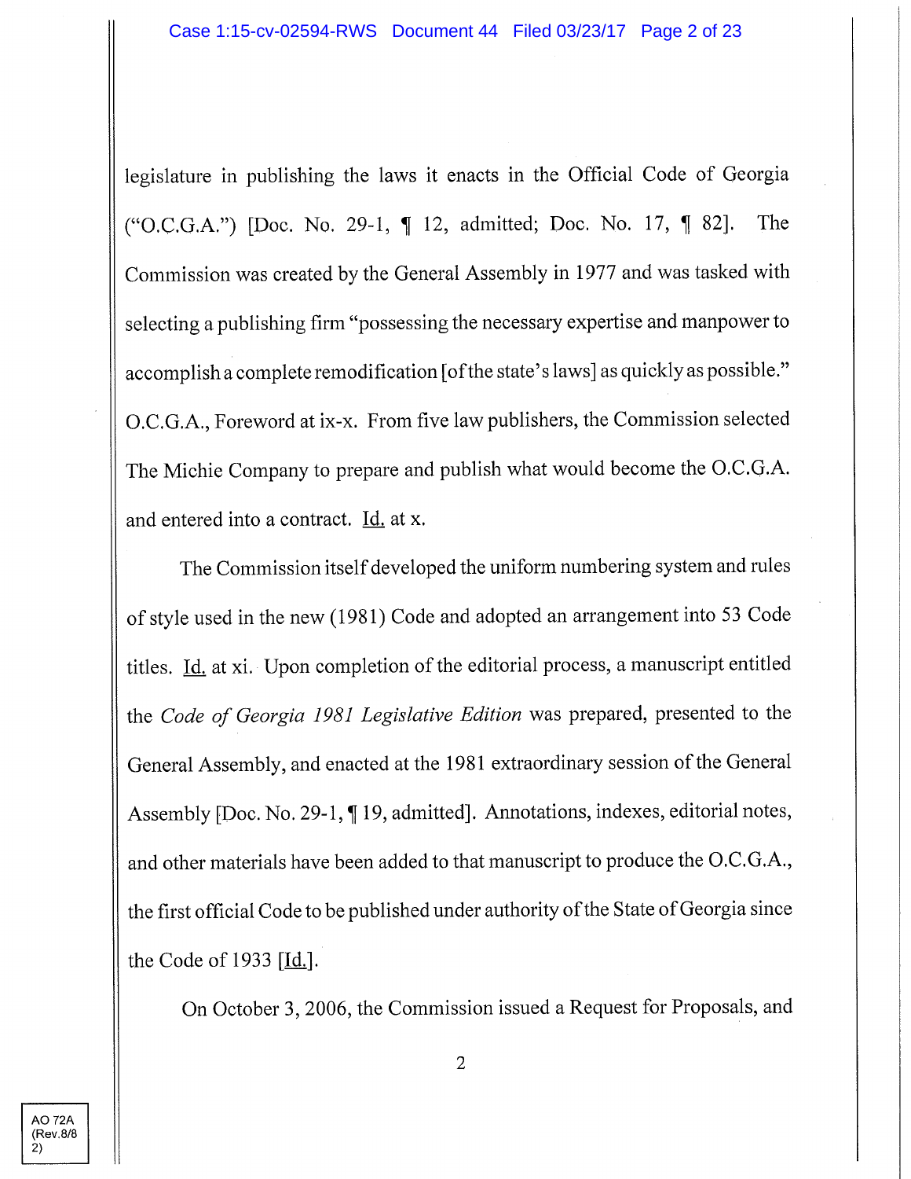legislature in publishing the laws it enacts in the Official Code of Georgia ("O.C.G.A.") [Doc. No. 29-1, ¶ 12, admitted; Doc. No. 17, ¶ 82]. The Commission was created by the General Assembly in 1977 and was tasked with selecting a publishing firm "possessing the necessary expertise and manpower to accomplish a complete remodification [of the state's laws] as quickly as possible." O.C.G.A., Foreword at ix-x. From five law publishers, the Commission selected The Michie Company to prepare and publish what would become the O.C.G.A. and entered into a contract. Id. at x.

The Commission itself developed the uniform numbering system and rules of style used in the new (1981) Code and adopted an arrangement into 53 Code titles. Id. at xi. Upon completion of the editorial process, a manuscript entitled the *Code of Georgia 1981 Legislative Edition* was prepared, presented to the General Assembly, and enacted at the 1981 extraordinary session of the General Assembly [Doc. No. 29-1, ¶ 19, admitted]. Annotations, indexes, editorial notes, and other materials have been added to that manuscript to produce the O.C.G.A., the first official Code to be published under authority of the State of Georgia since the Code of 1933 [Id.].

On October 3, 2006, the Commission issued a Request for Proposals, and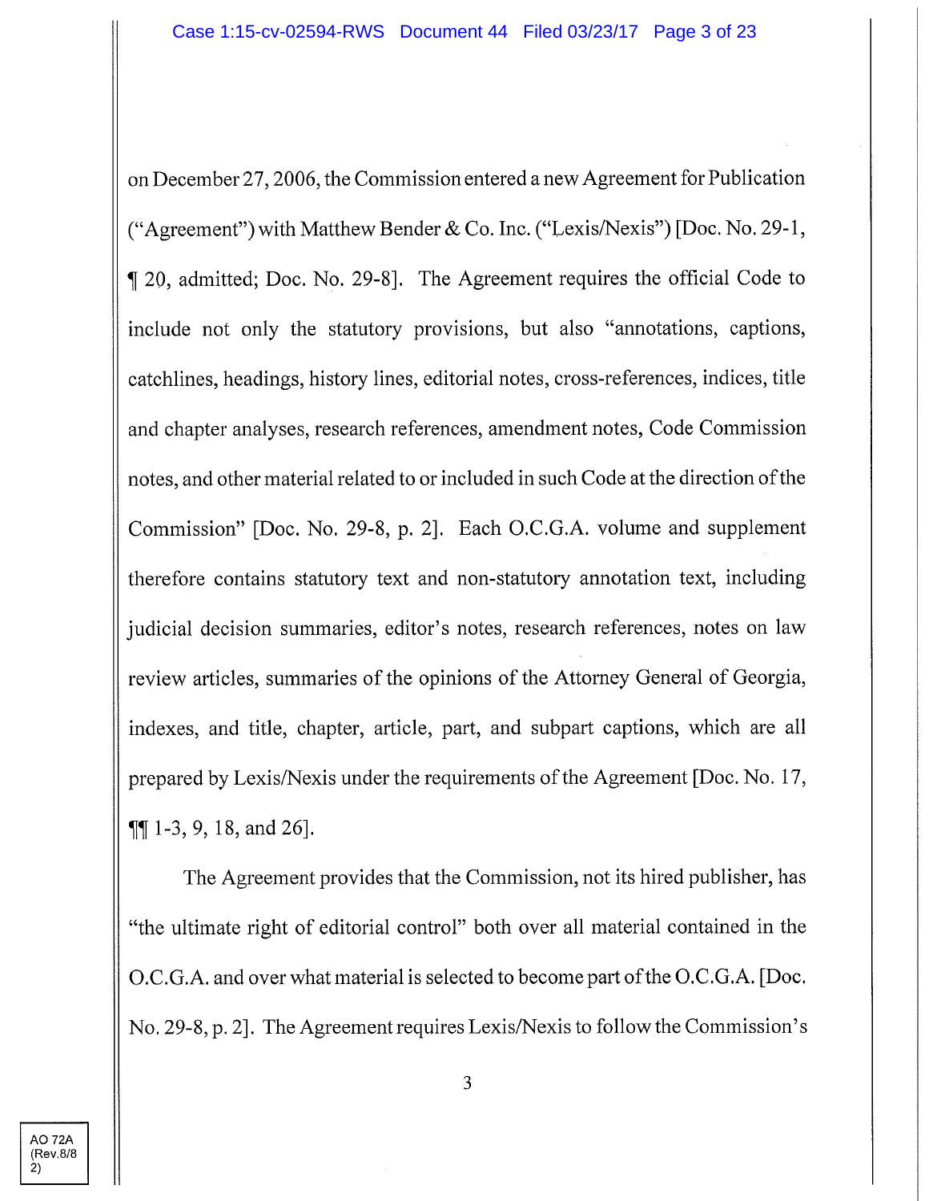on December 27, 2006, the Commission entered a new Agreement for Publication ("Agreement") with Matthew Bender & Co. Inc. ("Lexis/Nexis") [Doc. No. 29-1, ¶ 20, admitted; Doc. No. 29-8]. The Agreement requires the official Code to include not only the statutory provisions, but also "annotations, captions, catchlines, headings, history lines, editorial notes, cross-references, indices, title and chapter analyses, research references, amendment notes, Code Commission notes, and other material related to or included in such Code at the direction of the Commission" [Doc. No. 29-8, p. 2]. Each O.C.G.A. volume and supplement therefore contains statutory text and non-statutory annotation text, including judicial decision summaries, editor's notes, research references, notes on law review articles, summaries of the opinions of the Attorney General of Georgia, indexes, and title, chapter, article, part, and subpart captions, which are all prepared by Lexis/Nexis under the requirements of the Agreement [Doc. No. 17, ¶¶ 1-3, 9, 18, and 26].

The Agreement provides that the Commission, not its hired publisher, has "the ultimate right of editorial control" both over all material contained in the O.C.G.A. and over what material is selected to become part of the O.C.G.A. [Doc. No. 29-8, p. 2]. The Agreement requires Lexis/Nexis to follow the Commission's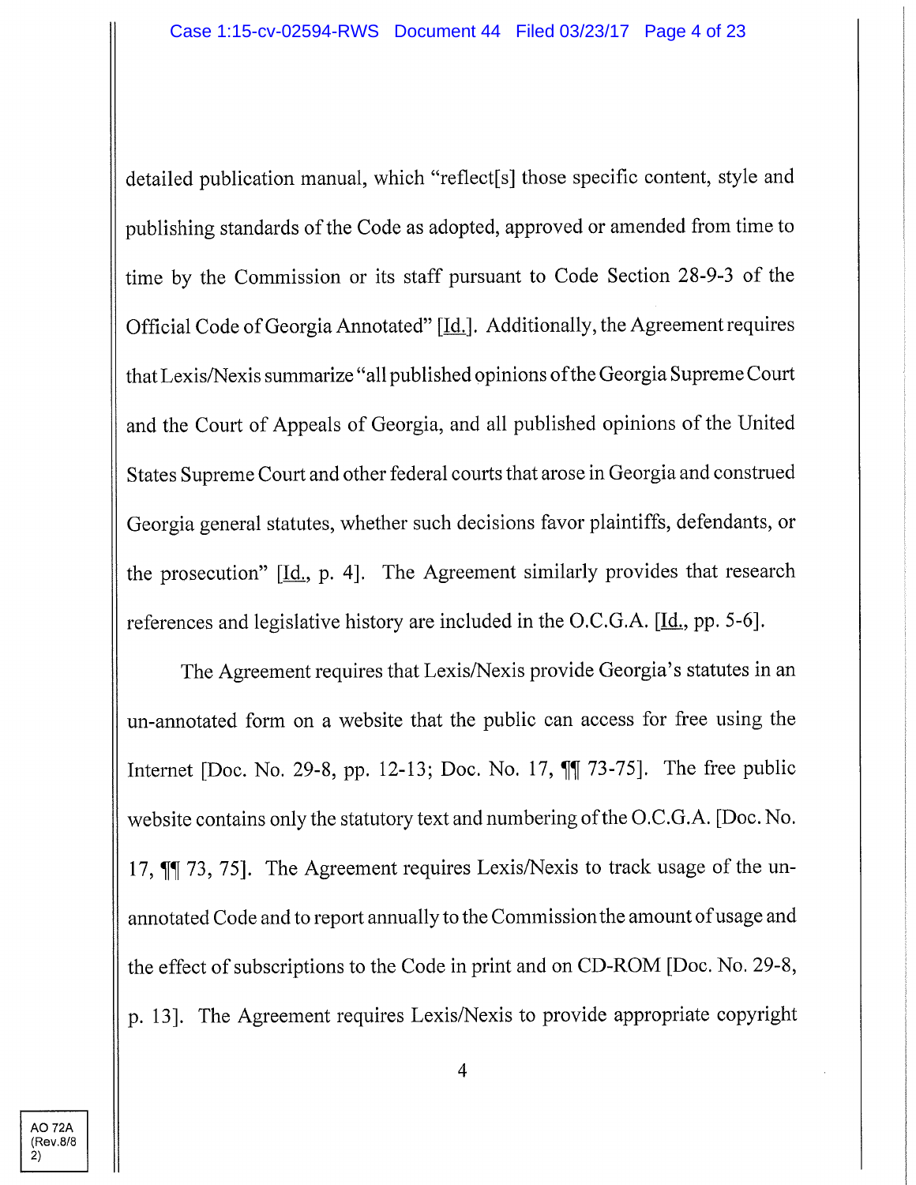detailed publication manual, which "reflect[s] those specific content, style and publishing standards of the Code as adopted, approved or amended from time to time by the Commission or its staff pursuant to Code Section 28-9-3 of the Official Code of Georgia Annotated" [Id.]. Additionally, the Agreement requires that Lexis/Nexis summarize "all published opinions of the Georgia Supreme Court and the Court of Appeals of Georgia, and all published opinions of the United States Supreme Court and other federal courts that arose in Georgia and construed Georgia general statutes, whether such decisions favor plaintiffs, defendants, or the prosecution" [Id., p. 4]. The Agreement similarly provides that research references and legislative history are included in the O.C.G.A. [Id., pp. 5-6].

The Agreement requires that Lexis/Nexis provide Georgia's statutes in an un-annotated form on a website that the public can access for free using the Internet [Doc. No. 29-8, pp. 12-13; Doc. No. 17, ¶¶ 73-75]. The free public website contains only the statutory text and numbering of the O.C.G.A. [Doc. No. 17, ¶¶ 73, 75]. The Agreement requires Lexis/Nexis to track usage of the un-annotated Code and to report annually to the Commission the amount of usage and the effect of subscriptions to the Code in print and on CD-ROM [Doc. No. 29-8, p. 13]. The Agreement requires Lexis/Nexis to provide appropriate copyright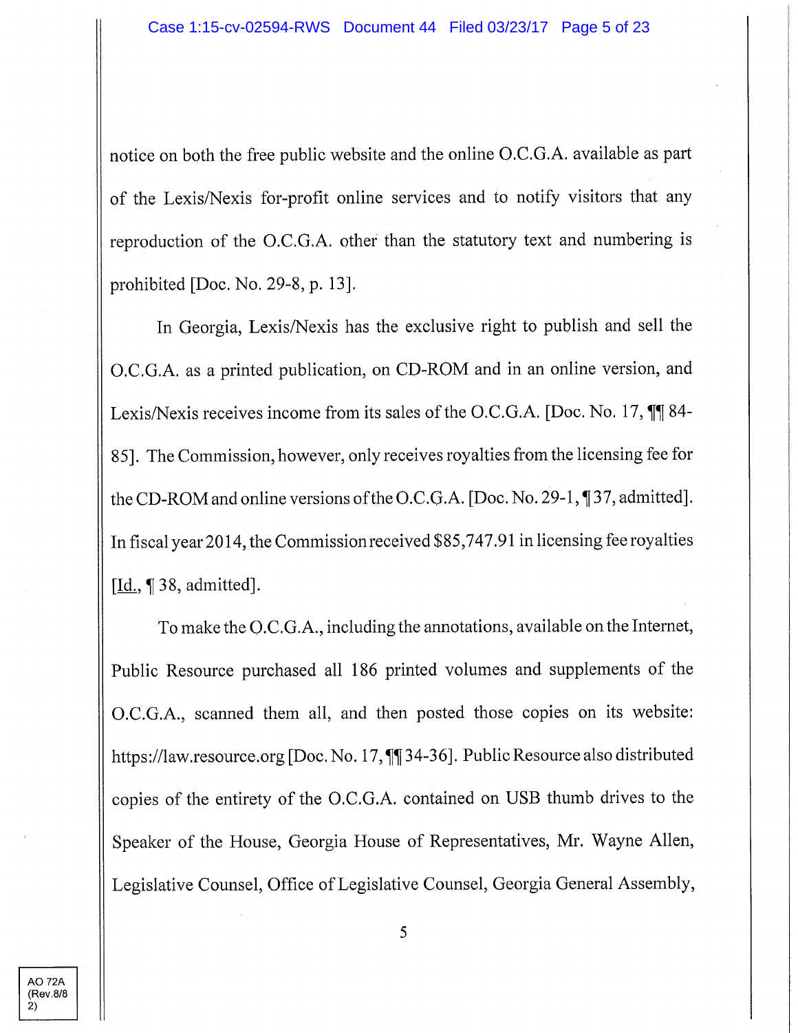notice on both the free public website and the online O.C.G.A. available as part of the Lexis/Nexis for-profit online services and to notify visitors that any reproduction of the O.C.G.A. other than the statutory text and numbering is prohibited [Doc. No. 29-8, p. 13].

In Georgia, Lexis/Nexis has the exclusive right to publish and sell the O.C.G.A. as a printed publication, on CD-ROM and in an online version, and Lexis/Nexis receives income from its sales of the O.C.G.A. [Doc. No. 17, ¶¶ 84-85]. The Commission, however, only receives royalties from the licensing fee for the CD-ROM and online versions of the O.C.G.A. [Doc. No. 29-1, ¶ 37, admitted]. In fiscal year 2014, the Commission received $85,747.91 in licensing fee royalties [Id., ¶ 38, admitted].

To make the O.C.G.A., including the annotations, available on the Internet, Public Resource purchased all 186 printed volumes and supplements of the O.C.G.A., scanned them all, and then posted those copies on its website: https://law.resource.org [Doc. No. 17, ¶¶ 34-36]. Public Resource also distributed copies of the entirety of the O.C.G.A. contained on USB thumb drives to the Speaker of the House, Georgia House of Representatives, Mr. Wayne Allen, Legislative Counsel, Office of Legislative Counsel, Georgia General Assembly,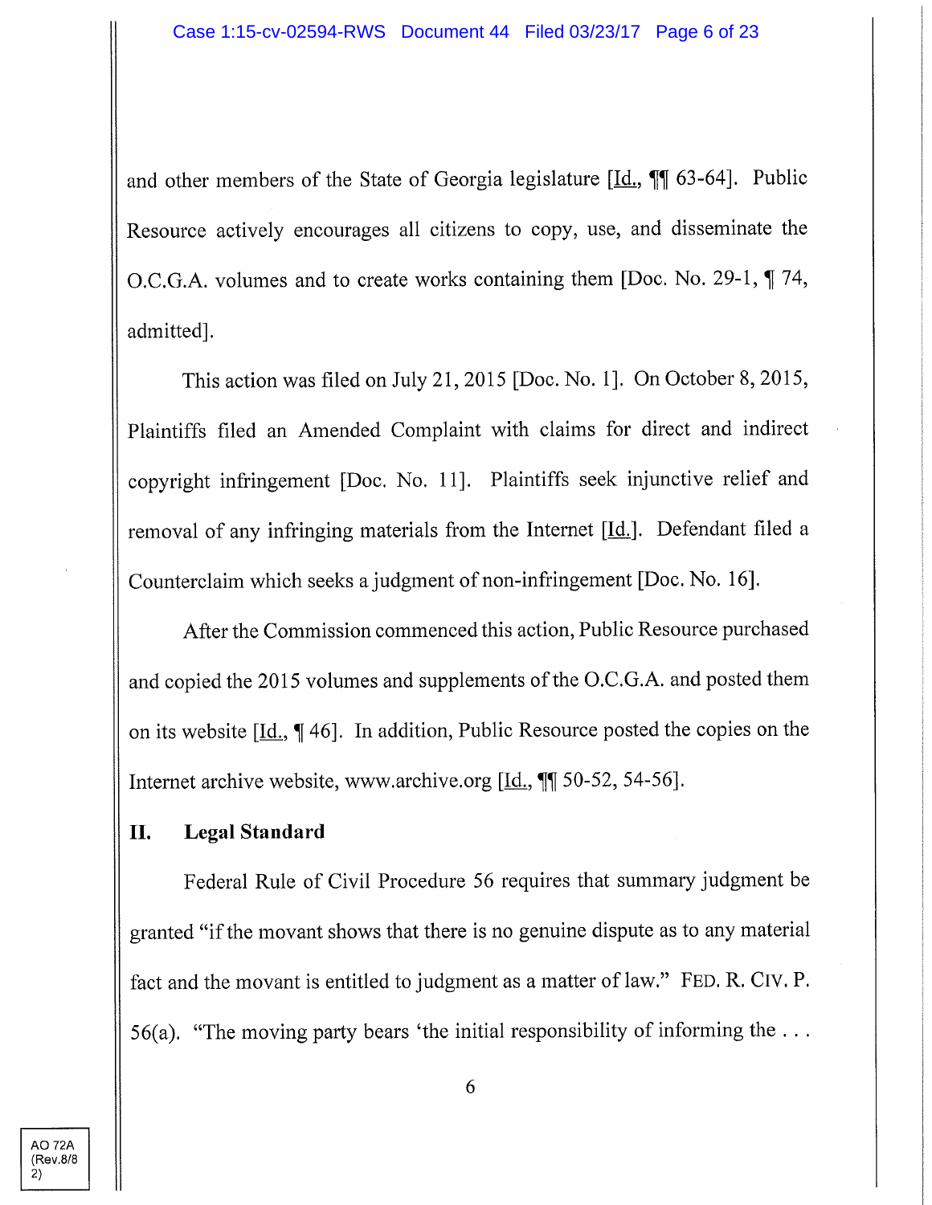and other members of the State of Georgia legislature [Id., ¶¶ 63-64]. Public Resource actively encourages all citizens to copy, use, and disseminate the O.C.G.A. volumes and to create works containing them [Doc. No. 29-1, ¶ 74, admitted].

This action was filed on July 21, 2015 [Doc. No. 1]. On October 8, 2015, Plaintiffs filed an Amended Complaint with claims for direct and indirect copyright infringement [Doc. No. 11]. Plaintiffs seek injunctive relief and removal of any infringing materials from the Internet [Id.]. Defendant filed a Counterclaim which seeks a judgment of non-infringement [Doc. No. 16].

After the Commission commenced this action, Public Resource purchased and copied the 2015 volumes and supplements of the O.C.G.A. and posted them on its website [Id., ¶ 46]. In addition, Public Resource posted the copies on the Internet archive website, www.archive.org [Id., ¶¶ 50-52, 54-56].

## II. Legal Standard

Federal Rule of Civil Procedure 56 requires that summary judgment be granted "if the movant shows that there is no genuine dispute as to any material fact and the movant is entitled to judgment as a matter of law." FED. R. CIV. P. 56(a). "The moving party bears 'the initial responsibility of informing the . . .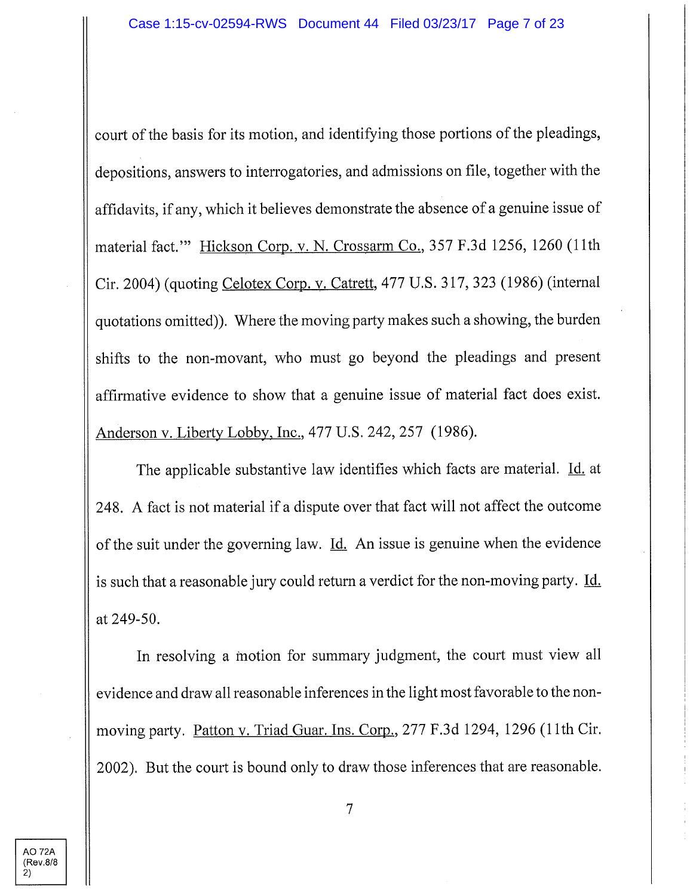court of the basis for its motion, and identifying those portions of the pleadings, depositions, answers to interrogatories, and admissions on file, together with the affidavits, if any, which it believes demonstrate the absence of a genuine issue of material fact.'" Hickson Corp. v. N. Crossarm Co., 357 F.3d 1256, 1260 (11th Cir. 2004) (quoting Celotex Corp. v. Catrett, 477 U.S. 317, 323 (1986) (internal quotations omitted)). Where the moving party makes such a showing, the burden shifts to the non-movant, who must go beyond the pleadings and present affirmative evidence to show that a genuine issue of material fact does exist. Anderson v. Liberty Lobby, Inc., 477 U.S. 242, 257 (1986).

The applicable substantive law identifies which facts are material. Id. at 248. A fact is not material if a dispute over that fact will not affect the outcome of the suit under the governing law. Id. An issue is genuine when the evidence is such that a reasonable jury could return a verdict for the non-moving party. Id. at 249-50.

In resolving a motion for summary judgment, the court must view all evidence and draw all reasonable inferences in the light most favorable to the non-moving party. Patton v. Triad Guar. Ins. Corp., 277 F.3d 1294, 1296 (11th Cir. 2002). But the court is bound only to draw those inferences that are reasonable.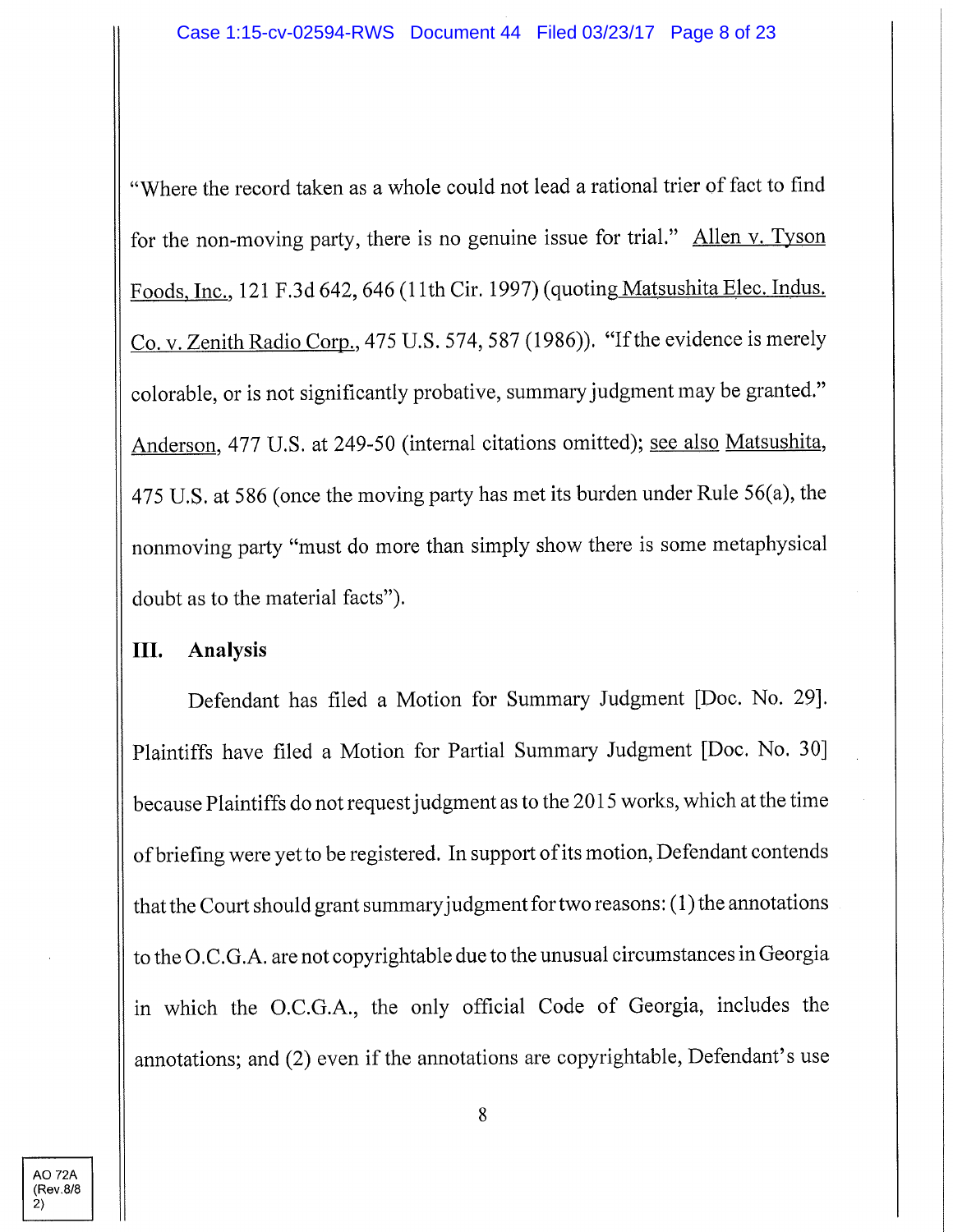"Where the record taken as a whole could not lead a rational trier of fact to find for the non-moving party, there is no genuine issue for trial." Allen v. Tyson Foods, Inc., 121 F.3d 642, 646 (11th Cir. 1997) (quoting Matsushita Elec. Indus. Co. v. Zenith Radio Corp., 475 U.S. 574, 587 (1986)). "If the evidence is merely colorable, or is not significantly probative, summary judgment may be granted." Anderson, 477 U.S. at 249-50 (internal citations omitted); see also Matsushita, 475 U.S. at 586 (once the moving party has met its burden under Rule 56(a), the nonmoving party "must do more than simply show there is some metaphysical doubt as to the material facts").

## III. Analysis

Defendant has filed a Motion for Summary Judgment [Doc. No. 29]. Plaintiffs have filed a Motion for Partial Summary Judgment [Doc. No. 30] because Plaintiffs do not request judgment as to the 2015 works, which at the time of briefing were yet to be registered. In support of its motion, Defendant contends that the Court should grant summary judgment for two reasons: (1) the annotations to the O.C.G.A. are not copyrightable due to the unusual circumstances in Georgia in which the O.C.G.A., the only official Code of Georgia, includes the annotations; and (2) even if the annotations are copyrightable, Defendant's use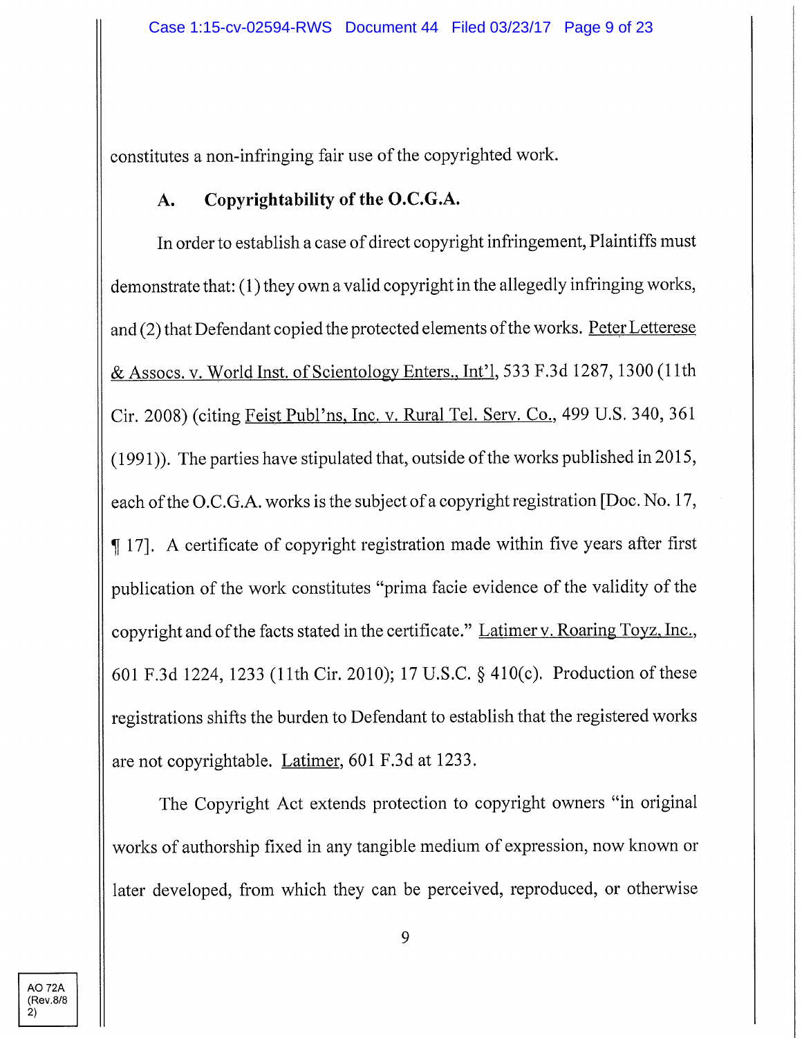constitutes a non-infringing fair use of the copyrighted work.

### A. Copyrightability of the O.C.G.A.

In order to establish a case of direct copyright infringement, Plaintiffs must demonstrate that: (1) they own a valid copyright in the allegedly infringing works, and (2) that Defendant copied the protected elements of the works. Peter Letterese & Assocs. v. World Inst. of Scientology Enters., Int'l, 533 F.3d 1287, 1300 (11th Cir. 2008) (citing Feist Publ'ns, Inc. v. Rural Tel. Serv. Co., 499 U.S. 340, 361 (1991)). The parties have stipulated that, outside of the works published in 2015, each of the O.C.G.A. works is the subject of a copyright registration [Doc. No. 17, ¶ 17]. A certificate of copyright registration made within five years after first publication of the work constitutes "prima facie evidence of the validity of the copyright and of the facts stated in the certificate." Latimer v. Roaring Toyz, Inc., 601 F.3d 1224, 1233 (11th Cir. 2010); 17 U.S.C. § 410(c). Production of these registrations shifts the burden to Defendant to establish that the registered works are not copyrightable. Latimer, 601 F.3d at 1233.

The Copyright Act extends protection to copyright owners "in original works of authorship fixed in any tangible medium of expression, now known or later developed, from which they can be perceived, reproduced, or otherwise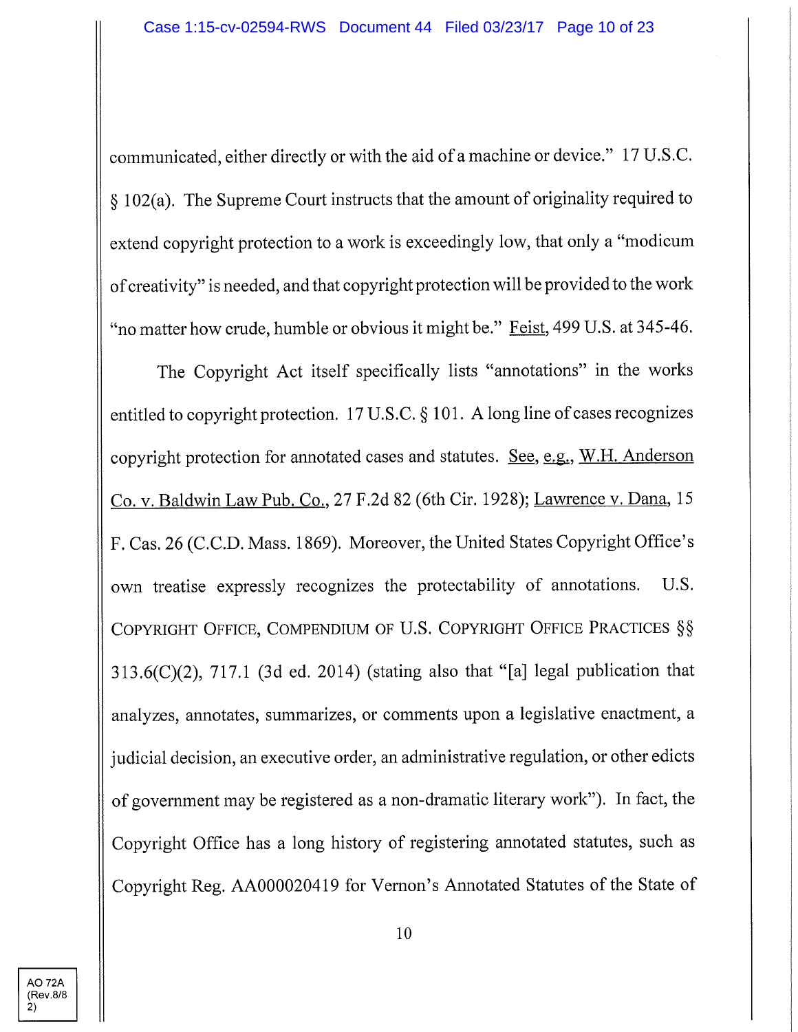communicated, either directly or with the aid of a machine or device." 17 U.S.C. § 102(a). The Supreme Court instructs that the amount of originality required to extend copyright protection to a work is exceedingly low, that only a "modicum of creativity" is needed, and that copyright protection will be provided to the work "no matter how crude, humble or obvious it might be." Feist, 499 U.S. at 345-46.

The Copyright Act itself specifically lists "annotations" in the works entitled to copyright protection. 17 U.S.C. § 101. A long line of cases recognizes copyright protection for annotated cases and statutes. See, e.g., W.H. Anderson Co. v. Baldwin Law Pub. Co., 27 F.2d 82 (6th Cir. 1928); Lawrence v. Dana, 15 F. Cas. 26 (C.C.D. Mass. 1869). Moreover, the United States Copyright Office's own treatise expressly recognizes the protectability of annotations. U.S. COPYRIGHT OFFICE, COMPENDIUM OF U.S. COPYRIGHT OFFICE PRACTICES §§ 313.6(C)(2), 717.1 (3d ed. 2014) (stating also that "[a] legal publication that analyzes, annotates, summarizes, or comments upon a legislative enactment, a judicial decision, an executive order, an administrative regulation, or other edicts of government may be registered as a non-dramatic literary work"). In fact, the Copyright Office has a long history of registering annotated statutes, such as Copyright Reg. AA000020419 for Vernon's Annotated Statutes of the State of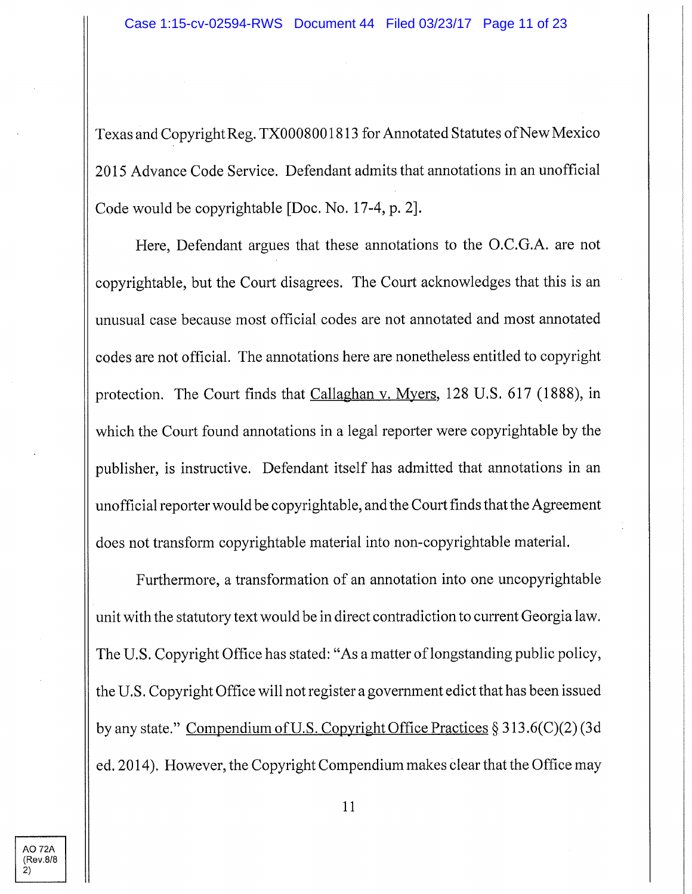Texas and Copyright Reg. TX0008001813 for Annotated Statutes of New Mexico 2015 Advance Code Service. Defendant admits that annotations in an unofficial Code would be copyrightable [Doc. No. 17-4, p. 2].

Here, Defendant argues that these annotations to the O.C.G.A. are not copyrightable, but the Court disagrees. The Court acknowledges that this is an unusual case because most official codes are not annotated and most annotated codes are not official. The annotations here are nonetheless entitled to copyright protection. The Court finds that Callaghan v. Myers, 128 U.S. 617 (1888), in which the Court found annotations in a legal reporter were copyrightable by the publisher, is instructive. Defendant itself has admitted that annotations in an unofficial reporter would be copyrightable, and the Court finds that the Agreement does not transform copyrightable material into non-copyrightable material.

Furthermore, a transformation of an annotation into one uncopyrightable unit with the statutory text would be in direct contradiction to current Georgia law. The U.S. Copyright Office has stated: "As a matter of longstanding public policy, the U.S. Copyright Office will not register a government edict that has been issued by any state." Compendium of U.S. Copyright Office Practices § 313.6(C)(2) (3d ed. 2014). However, the Copyright Compendium makes clear that the Office may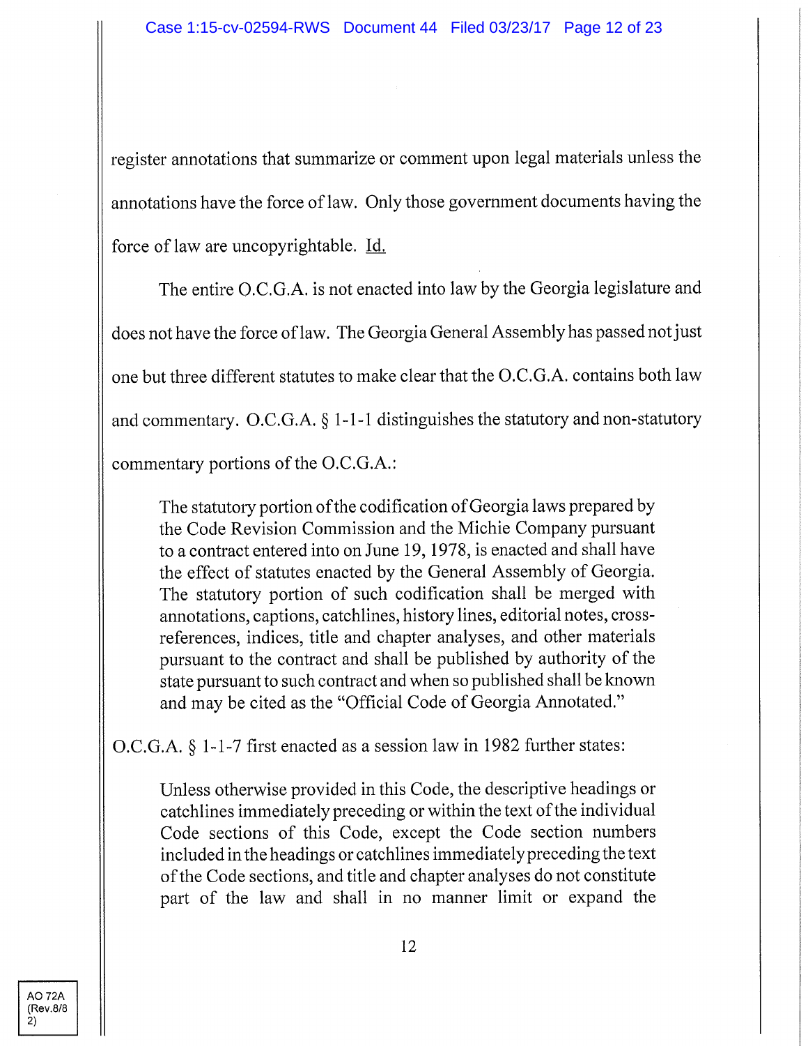register annotations that summarize or comment upon legal materials unless the annotations have the force of law. Only those government documents having the force of law are uncopyrightable. Id.

The entire O.C.G.A. is not enacted into law by the Georgia legislature and does not have the force of law. The Georgia General Assembly has passed not just one but three different statutes to make clear that the O.C.G.A. contains both law and commentary. O.C.G.A. § 1-1-1 distinguishes the statutory and non-statutory commentary portions of the O.C.G.A.:

> The statutory portion of the codification of Georgia laws prepared by the Code Revision Commission and the Michie Company pursuant to a contract entered into on June 19, 1978, is enacted and shall have the effect of statutes enacted by the General Assembly of Georgia. The statutory portion of such codification shall be merged with annotations, captions, catchlines, history lines, editorial notes, cross-references, indices, title and chapter analyses, and other materials pursuant to the contract and shall be published by authority of the state pursuant to such contract and when so published shall be known and may be cited as the "Official Code of Georgia Annotated."

O.C.G.A. § 1-1-7 first enacted as a session law in 1982 further states:

> Unless otherwise provided in this Code, the descriptive headings or catchlines immediately preceding or within the text of the individual Code sections of this Code, except the Code section numbers included in the headings or catchlines immediately preceding the text of the Code sections, and title and chapter analyses do not constitute part of the law and shall in no manner limit or expand the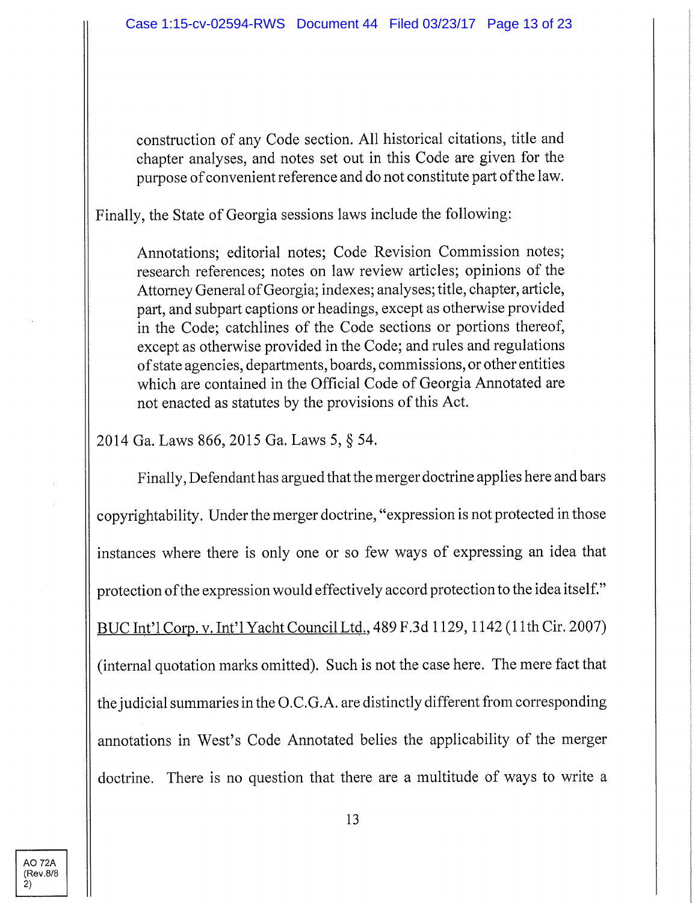> construction of any Code section. All historical citations, title and chapter analyses, and notes set out in this Code are given for the purpose of convenient reference and do not constitute part of the law.

Finally, the State of Georgia sessions laws include the following:

> Annotations; editorial notes; Code Revision Commission notes; research references; notes on law review articles; opinions of the Attorney General of Georgia; indexes; analyses; title, chapter, article, part, and subpart captions or headings, except as otherwise provided in the Code; catchlines of the Code sections or portions thereof, except as otherwise provided in the Code; and rules and regulations of state agencies, departments, boards, commissions, or other entities which are contained in the Official Code of Georgia Annotated are not enacted as statutes by the provisions of this Act.

2014 Ga. Laws 866, 2015 Ga. Laws 5, § 54.

Finally, Defendant has argued that the merger doctrine applies here and bars copyrightability. Under the merger doctrine, "expression is not protected in those instances where there is only one or so few ways of expressing an idea that protection of the expression would effectively accord protection to the idea itself." BUC Int'l Corp. v. Int'l Yacht Council Ltd., 489 F.3d 1129, 1142 (11th Cir. 2007) (internal quotation marks omitted). Such is not the case here. The mere fact that the judicial summaries in the O.C.G.A. are distinctly different from corresponding annotations in West's Code Annotated belies the applicability of the merger doctrine. There is no question that there are a multitude of ways to write a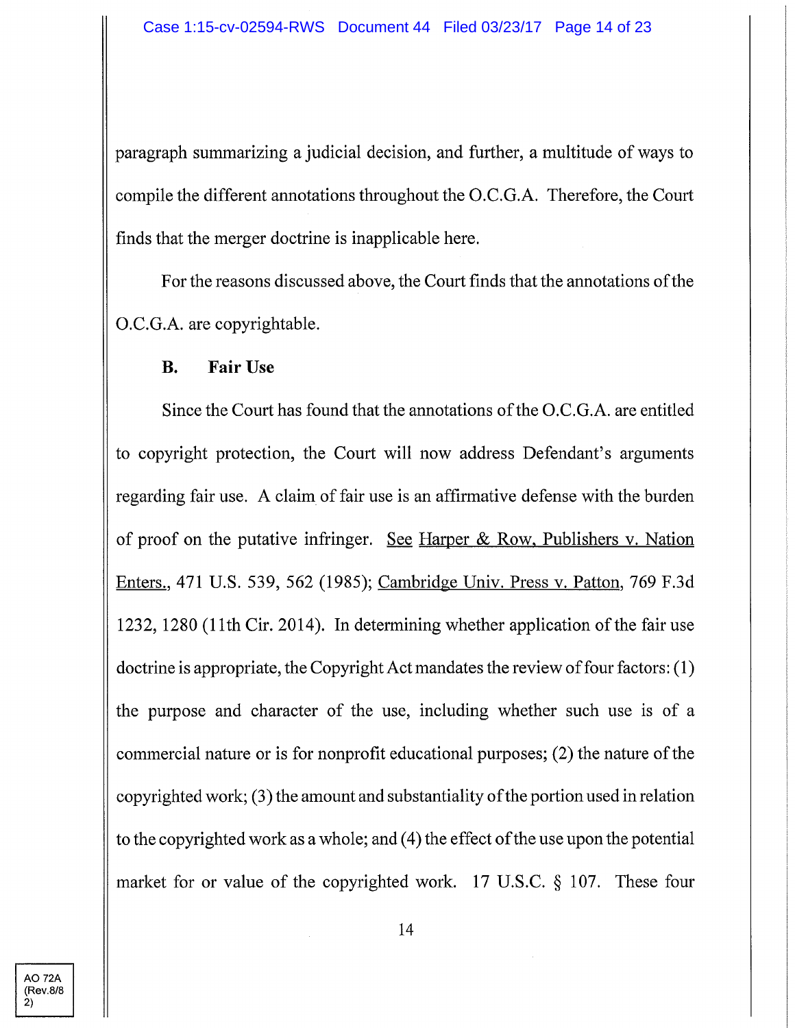paragraph summarizing a judicial decision, and further, a multitude of ways to compile the different annotations throughout the O.C.G.A. Therefore, the Court finds that the merger doctrine is inapplicable here.

For the reasons discussed above, the Court finds that the annotations of the O.C.G.A. are copyrightable.

### B. Fair Use

Since the Court has found that the annotations of the O.C.G.A. are entitled to copyright protection, the Court will now address Defendant's arguments regarding fair use. A claim of fair use is an affirmative defense with the burden of proof on the putative infringer. See Harper & Row, Publishers v. Nation Enters., 471 U.S. 539, 562 (1985); Cambridge Univ. Press v. Patton, 769 F.3d 1232, 1280 (11th Cir. 2014). In determining whether application of the fair use doctrine is appropriate, the Copyright Act mandates the review of four factors: (1) the purpose and character of the use, including whether such use is of a commercial nature or is for nonprofit educational purposes; (2) the nature of the copyrighted work; (3) the amount and substantiality of the portion used in relation to the copyrighted work as a whole; and (4) the effect of the use upon the potential market for or value of the copyrighted work. 17 U.S.C. § 107. These four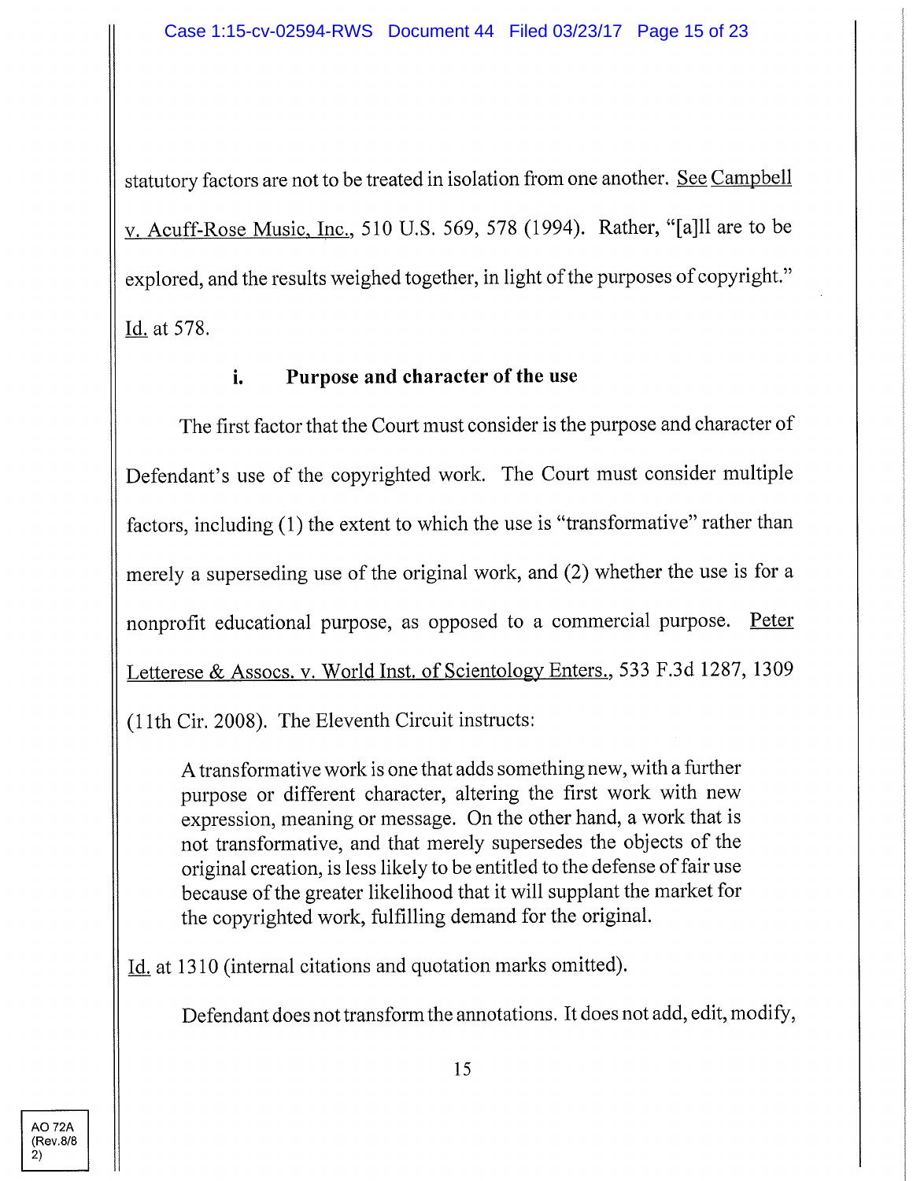statutory factors are not to be treated in isolation from one another. See Campbell v. Acuff-Rose Music, Inc., 510 U.S. 569, 578 (1994). Rather, "[a]ll are to be explored, and the results weighed together, in light of the purposes of copyright." Id. at 578.

### i. Purpose and character of the use

The first factor that the Court must consider is the purpose and character of Defendant's use of the copyrighted work. The Court must consider multiple factors, including (1) the extent to which the use is "transformative" rather than merely a superseding use of the original work, and (2) whether the use is for a nonprofit educational purpose, as opposed to a commercial purpose. Peter Letterese & Assocs. v. World Inst. of Scientology Enters., 533 F.3d 1287, 1309 (11th Cir. 2008). The Eleventh Circuit instructs:

> A transformative work is one that adds something new, with a further purpose or different character, altering the first work with new expression, meaning or message. On the other hand, a work that is not transformative, and that merely supersedes the objects of the original creation, is less likely to be entitled to the defense of fair use because of the greater likelihood that it will supplant the market for the copyrighted work, fulfilling demand for the original.

Id. at 1310 (internal citations and quotation marks omitted).

Defendant does not transform the annotations. It does not add, edit, modify,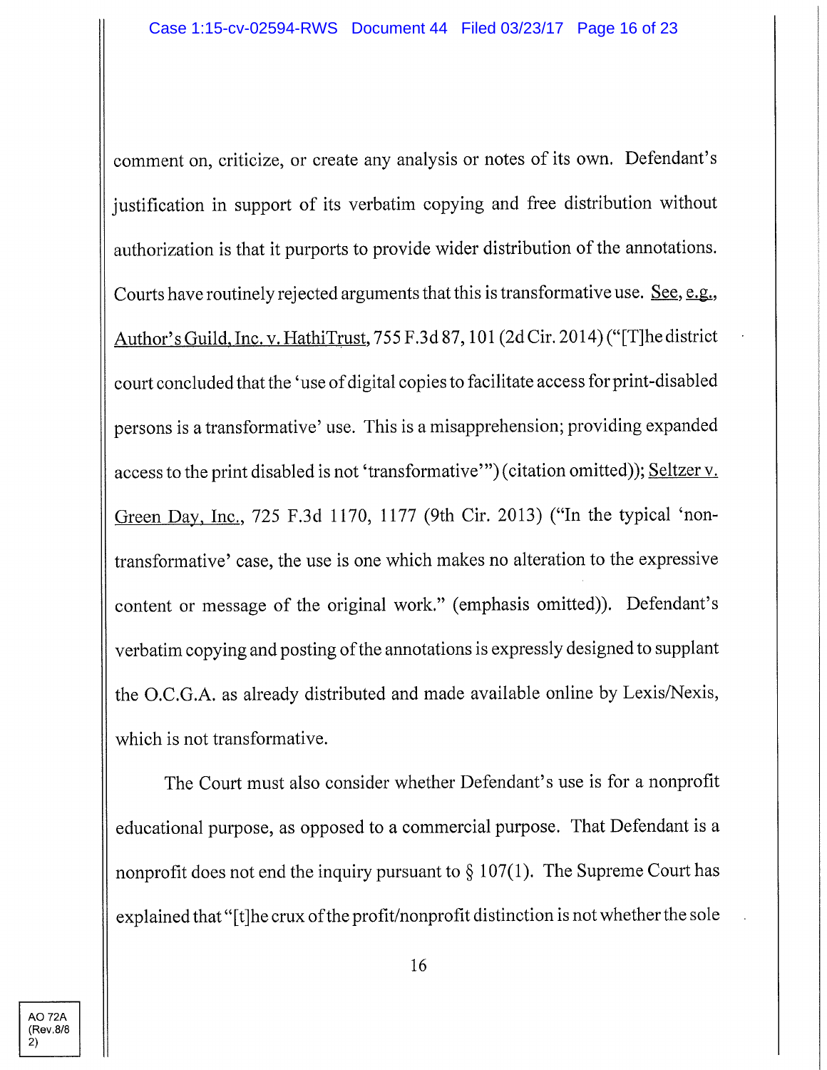comment on, criticize, or create any analysis or notes of its own. Defendant's justification in support of its verbatim copying and free distribution without authorization is that it purports to provide wider distribution of the annotations. Courts have routinely rejected arguments that this is transformative use. See, e.g., Author's Guild, Inc. v. HathiTrust, 755 F.3d 87, 101 (2d Cir. 2014) ("[T]he district court concluded that the 'use of digital copies to facilitate access for print-disabled persons is a transformative' use. This is a misapprehension; providing expanded access to the print disabled is not 'transformative'") (citation omitted)); Seltzer v. Green Day, Inc., 725 F.3d 1170, 1177 (9th Cir. 2013) ("In the typical 'non-transformative' case, the use is one which makes no alteration to the expressive content or message of the original work." (emphasis omitted)). Defendant's verbatim copying and posting of the annotations is expressly designed to supplant the O.C.G.A. as already distributed and made available online by Lexis/Nexis, which is not transformative.

The Court must also consider whether Defendant's use is for a nonprofit educational purpose, as opposed to a commercial purpose. That Defendant is a nonprofit does not end the inquiry pursuant to § 107(1). The Supreme Court has explained that "[t]he crux of the profit/nonprofit distinction is not whether the sole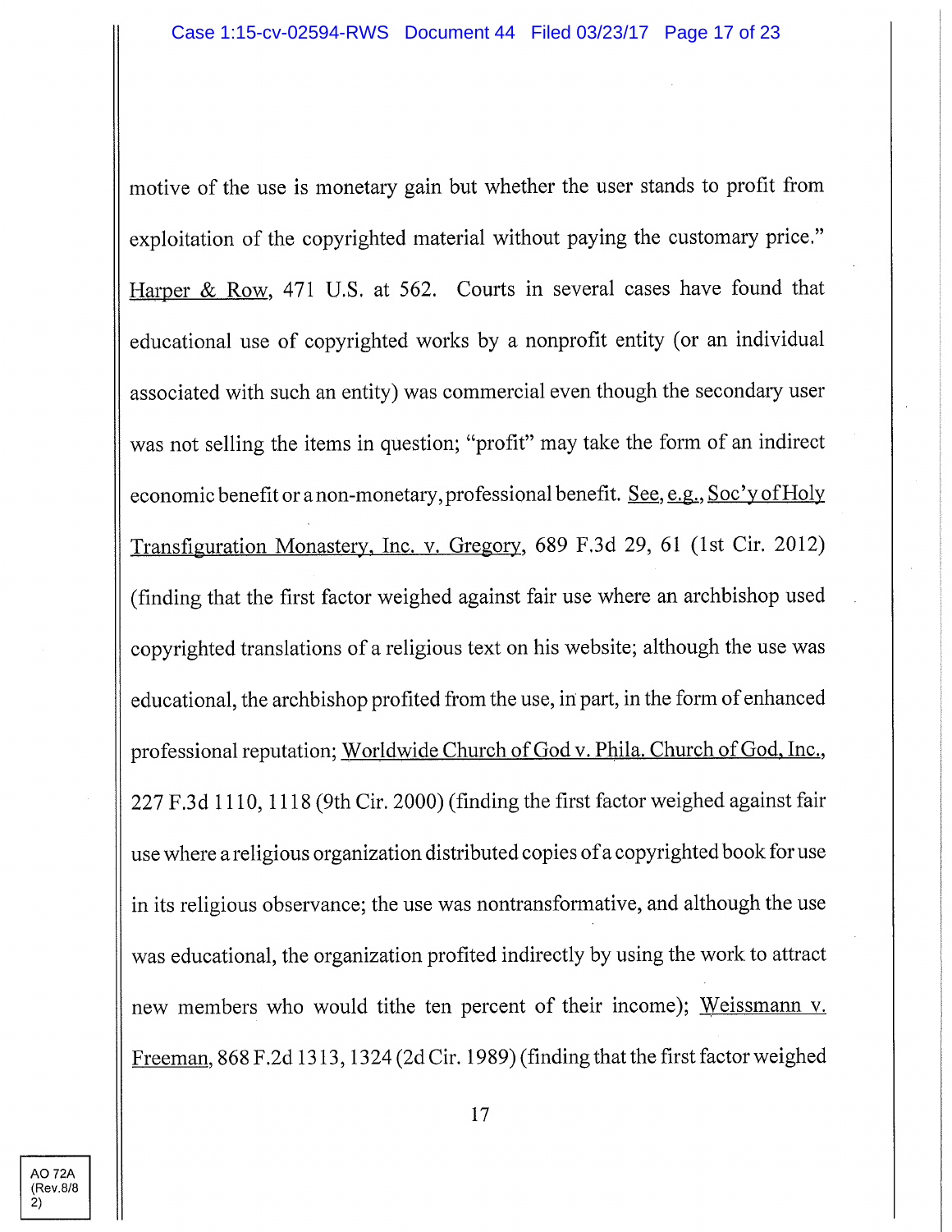motive of the use is monetary gain but whether the user stands to profit from exploitation of the copyrighted material without paying the customary price." Harper & Row, 471 U.S. at 562. Courts in several cases have found that educational use of copyrighted works by a nonprofit entity (or an individual associated with such an entity) was commercial even though the secondary user was not selling the items in question; "profit" may take the form of an indirect economic benefit or a non-monetary, professional benefit. See, e.g., Soc'y of Holy Transfiguration Monastery, Inc. v. Gregory, 689 F.3d 29, 61 (1st Cir. 2012) (finding that the first factor weighed against fair use where an archbishop used copyrighted translations of a religious text on his website; although the use was educational, the archbishop profited from the use, in part, in the form of enhanced professional reputation; Worldwide Church of God v. Phila. Church of God, Inc., 227 F.3d 1110, 1118 (9th Cir. 2000) (finding the first factor weighed against fair use where a religious organization distributed copies of a copyrighted book for use in its religious observance; the use was nontransformative, and although the use was educational, the organization profited indirectly by using the work to attract new members who would tithe ten percent of their income); Weissmann v. Freeman, 868 F.2d 1313, 1324 (2d Cir. 1989) (finding that the first factor weighed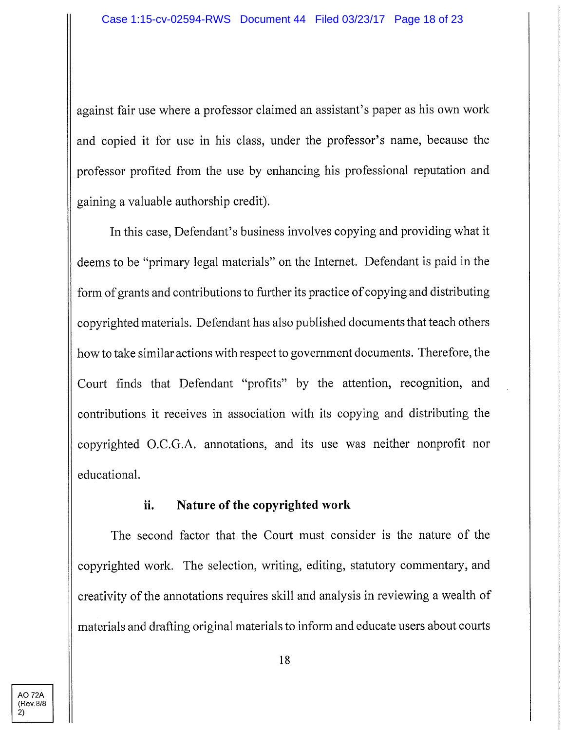against fair use where a professor claimed an assistant's paper as his own work and copied it for use in his class, under the professor's name, because the professor profited from the use by enhancing his professional reputation and gaining a valuable authorship credit).

In this case, Defendant's business involves copying and providing what it deems to be "primary legal materials" on the Internet. Defendant is paid in the form of grants and contributions to further its practice of copying and distributing copyrighted materials. Defendant has also published documents that teach others how to take similar actions with respect to government documents. Therefore, the Court finds that Defendant "profits" by the attention, recognition, and contributions it receives in association with its copying and distributing the copyrighted O.C.G.A. annotations, and its use was neither nonprofit nor educational.

### ii. Nature of the copyrighted work

The second factor that the Court must consider is the nature of the copyrighted work. The selection, writing, editing, statutory commentary, and creativity of the annotations requires skill and analysis in reviewing a wealth of materials and drafting original materials to inform and educate users about courts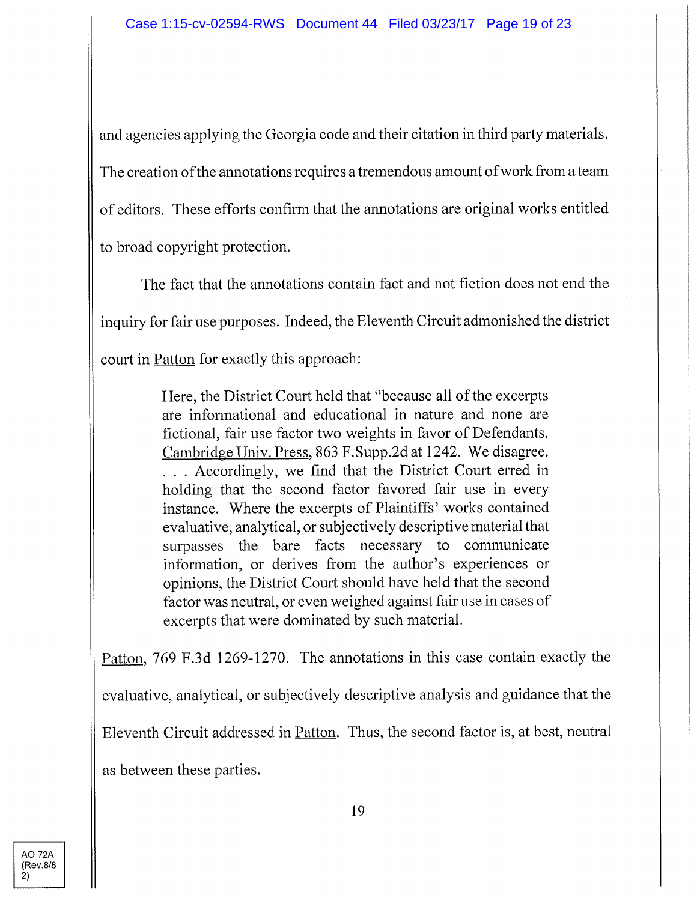and agencies applying the Georgia code and their citation in third party materials. The creation of the annotations requires a tremendous amount of work from a team of editors. These efforts confirm that the annotations are original works entitled to broad copyright protection.

The fact that the annotations contain fact and not fiction does not end the inquiry for fair use purposes. Indeed, the Eleventh Circuit admonished the district court in Patton for exactly this approach:

> Here, the District Court held that "because all of the excerpts are informational and educational in nature and none are fictional, fair use factor two weights in favor of Defendants. Cambridge Univ. Press, 863 F.Supp.2d at 1242. We disagree. . . . Accordingly, we find that the District Court erred in holding that the second factor favored fair use in every instance. Where the excerpts of Plaintiffs' works contained evaluative, analytical, or subjectively descriptive material that surpasses the bare facts necessary to communicate information, or derives from the author's experiences or opinions, the District Court should have held that the second factor was neutral, or even weighed against fair use in cases of excerpts that were dominated by such material.

Patton, 769 F.3d 1269-1270. The annotations in this case contain exactly the evaluative, analytical, or subjectively descriptive analysis and guidance that the Eleventh Circuit addressed in Patton. Thus, the second factor is, at best, neutral as between these parties.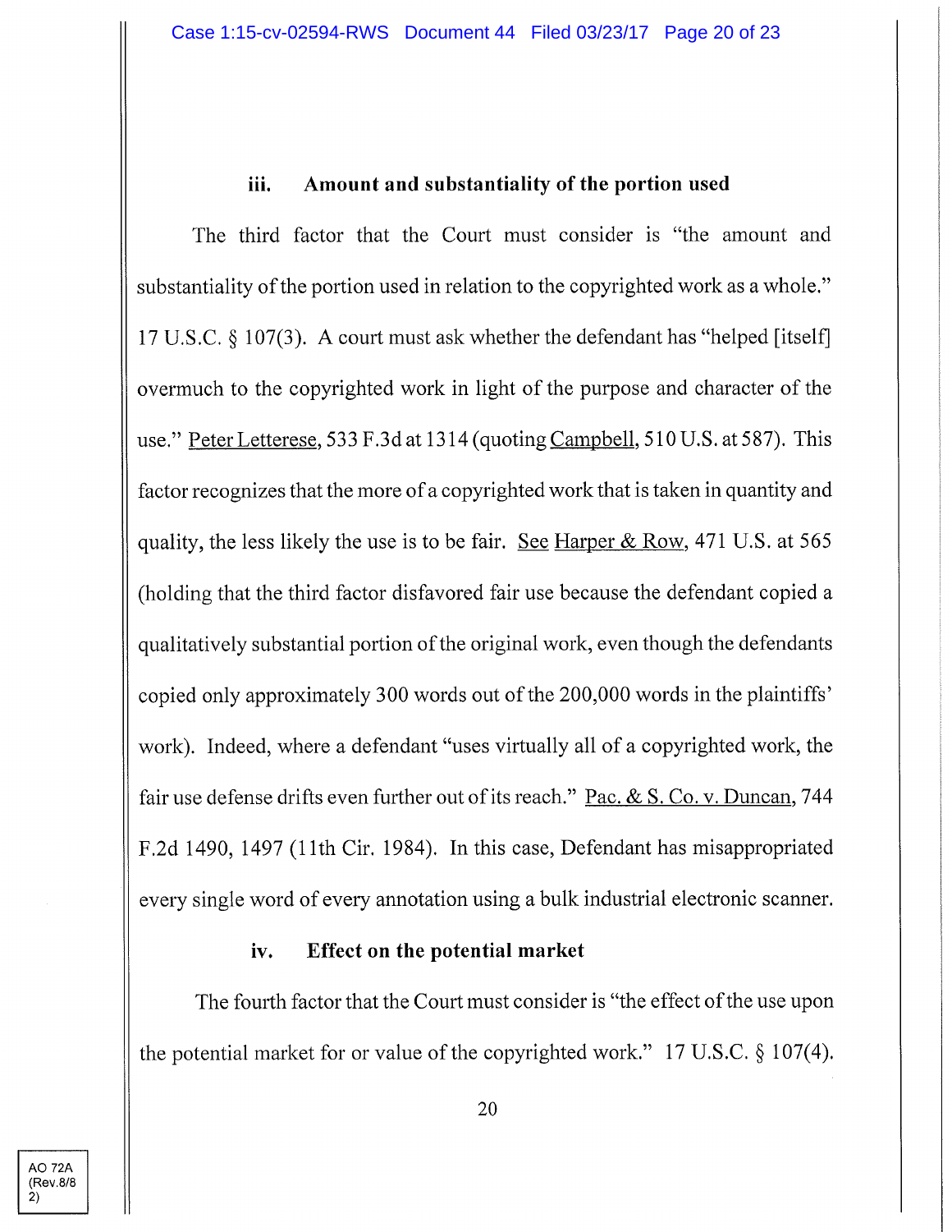### iii. Amount and substantiality of the portion used

The third factor that the Court must consider is "the amount and substantiality of the portion used in relation to the copyrighted work as a whole." 17 U.S.C. § 107(3). A court must ask whether the defendant has "helped [itself] overmuch to the copyrighted work in light of the purpose and character of the use." Peter Letterese, 533 F.3d at 1314 (quoting Campbell, 510 U.S. at 587). This factor recognizes that the more of a copyrighted work that is taken in quantity and quality, the less likely the use is to be fair. See Harper & Row, 471 U.S. at 565 (holding that the third factor disfavored fair use because the defendant copied a qualitatively substantial portion of the original work, even though the defendants copied only approximately 300 words out of the 200,000 words in the plaintiffs' work). Indeed, where a defendant "uses virtually all of a copyrighted work, the fair use defense drifts even further out of its reach." Pac. & S. Co. v. Duncan, 744 F.2d 1490, 1497 (11th Cir. 1984). In this case, Defendant has misappropriated every single word of every annotation using a bulk industrial electronic scanner.

### iv. Effect on the potential market

The fourth factor that the Court must consider is "the effect of the use upon the potential market for or value of the copyrighted work." 17 U.S.C. § 107(4).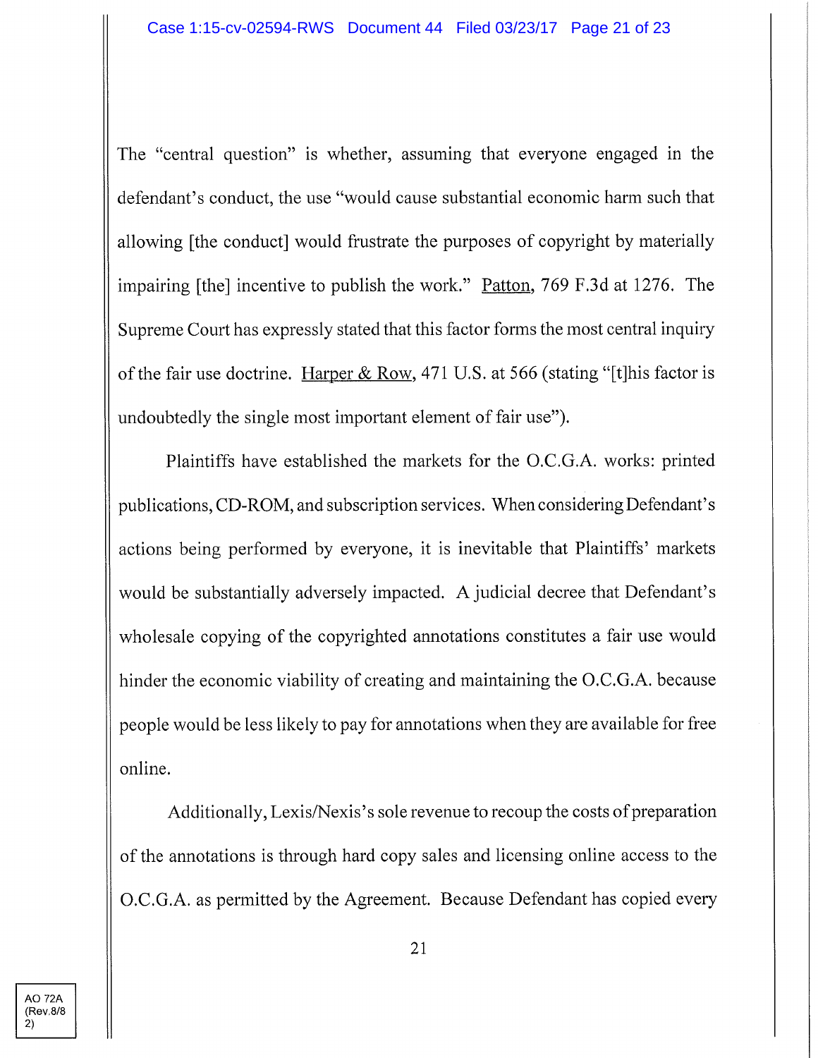The "central question" is whether, assuming that everyone engaged in the defendant's conduct, the use "would cause substantial economic harm such that allowing [the conduct] would frustrate the purposes of copyright by materially impairing [the] incentive to publish the work." Patton, 769 F.3d at 1276. The Supreme Court has expressly stated that this factor forms the most central inquiry of the fair use doctrine. Harper & Row, 471 U.S. at 566 (stating "[t]his factor is undoubtedly the single most important element of fair use").

Plaintiffs have established the markets for the O.C.G.A. works: printed publications, CD-ROM, and subscription services. When considering Defendant's actions being performed by everyone, it is inevitable that Plaintiffs' markets would be substantially adversely impacted. A judicial decree that Defendant's wholesale copying of the copyrighted annotations constitutes a fair use would hinder the economic viability of creating and maintaining the O.C.G.A. because people would be less likely to pay for annotations when they are available for free online.

Additionally, Lexis/Nexis's sole revenue to recoup the costs of preparation of the annotations is through hard copy sales and licensing online access to the O.C.G.A. as permitted by the Agreement. Because Defendant has copied every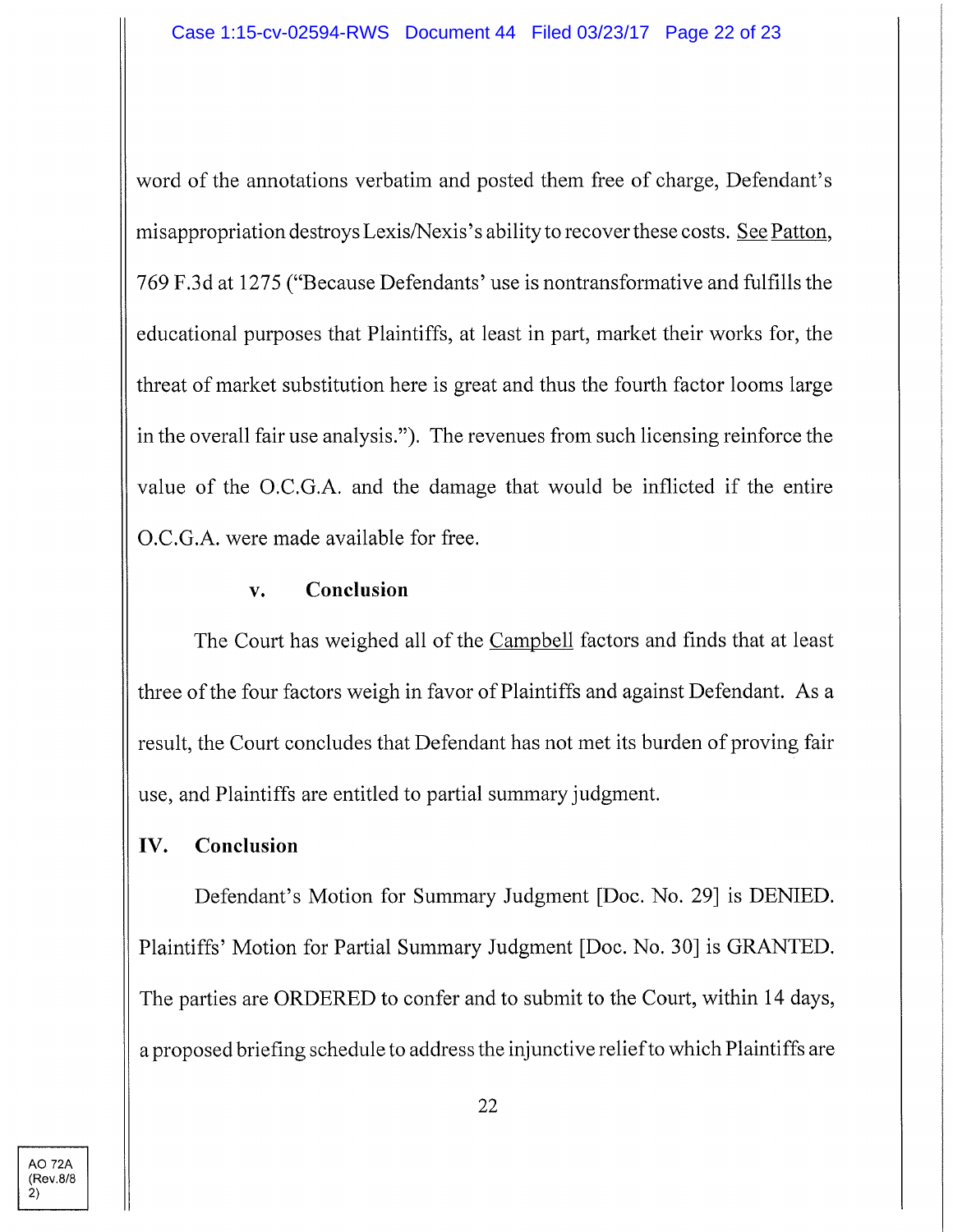word of the annotations verbatim and posted them free of charge, Defendant's misappropriation destroys Lexis/Nexis's ability to recover these costs. See Patton, 769 F.3d at 1275 ("Because Defendants' use is nontransformative and fulfills the educational purposes that Plaintiffs, at least in part, market their works for, the threat of market substitution here is great and thus the fourth factor looms large in the overall fair use analysis."). The revenues from such licensing reinforce the value of the O.C.G.A. and the damage that would be inflicted if the entire O.C.G.A. were made available for free.

### v. Conclusion

The Court has weighed all of the Campbell factors and finds that at least three of the four factors weigh in favor of Plaintiffs and against Defendant. As a result, the Court concludes that Defendant has not met its burden of proving fair use, and Plaintiffs are entitled to partial summary judgment.

## IV. Conclusion

Defendant's Motion for Summary Judgment [Doc. No. 29] is DENIED. Plaintiffs' Motion for Partial Summary Judgment [Doc. No. 30] is GRANTED. The parties are ORDERED to confer and to submit to the Court, within 14 days, a proposed briefing schedule to address the injunctive relief to which Plaintiffs are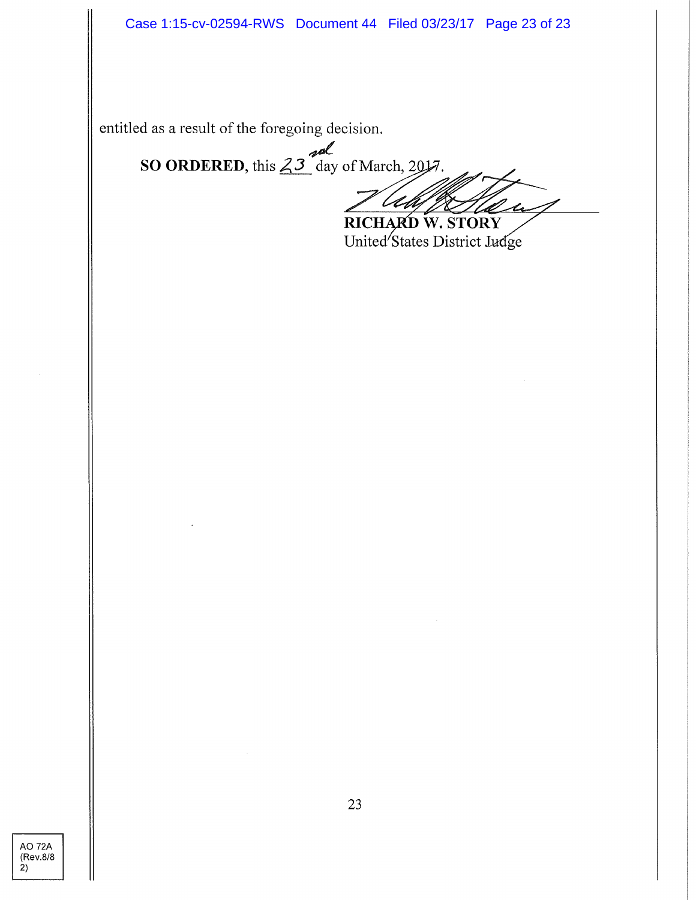entitled as a result of the foregoing decision.

**SO ORDERED**, this 23rd day of March, 2017.

RICHARD W. STORY
United States District Judge

AO 72A
(Rev.8/82)